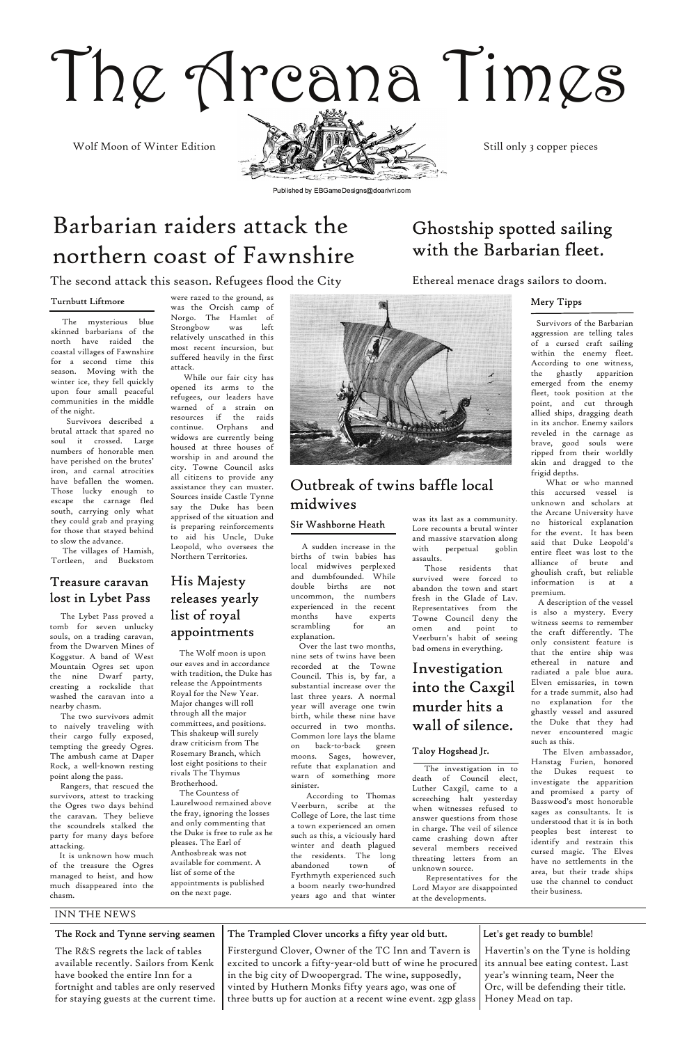# The Arcana Times

Wolf Moon of Winter Edition

Still only 3 copper pieces

Published by EBGameDesigns@doarivri.com

## Barbarian raiders attack the northern coast of Fawnshire

The second attack this season. Refugees flood the City

**Turnbutt Liftmore**

The mysterious blue skinned barbarians of the north have raided the coastal villages of Fawnshire for a second time this season. Moving with the winter ice, they fell quickly upon four small peaceful communities in the middle of the night.

Survivors described a brutal attack that spared no soul it crossed. Large numbers of honorable men have perished on the brutes' iron, and carnal atrocities have befallen the women. Those lucky enough to escape the carnage fled south, carrying only what they could grab and praying for those that stayed behind to slow the advance.

The villages of Hamish, Tortleen, and Buckstom were razed to the ground, as was the Orcish camp of Norgo. The Hamlet of Strongbow was left relatively unscathed in this most recent incursion, but suffered heavily in the first attack.

While our fair city has opened its arms to the refugees, our leaders have warned of a strain on resources if the raids continue. Orphans and widows are currently being housed at three houses of worship in and around the city. Towne Council asks all citizens to provide any assistance they can muster. Sources inside Castle Tynne say the Duke has been apprised of the situation and is preparing reinforcements to aid his Uncle, Duke Leopold, who oversees the Northern Territories.

## Ghostship spotted sailing with the Barbarian fleet.

Ethereal menace drags sailors to doom.

**Mery Tipps**

Survivors of the Barbarian aggression are telling tales of a cursed craft sailing within the enemy fleet. According to one witness, the ghastly apparition emerged from the enemy fleet, took position at the point, and cut through allied ships, dragging death in its anchor. Enemy sailors reveled in the carnage as brave, good souls were ripped from their worldly skin and dragged to the frigid depths.

What or who manned this accursed vessel is unknown and scholars at the Arcane University have no historical explanation for the event. It has been said that Duke Leopold's entire fleet was lost to the alliance of brute and ghoulish craft, but reliable information is at a premium.

A description of the vessel is also a mystery. Every witness seems to remember the craft differently. The only consistent feature is that the entire ship was ethereal in nature and radiated a pale blue aura. Elven emissaries, in town for a trade summit, also had no explanation for the ghastly vessel and assured the Duke that they had never encountered magic such as this.

The Elven ambassador, Hanstag Furien, honored the Dukes request to investigate the apparition and promised a party of Basswood's most honorable sages as consultants. It is understood that it is in both peoples best interest to identify and restrain this cursed magic. The Elves have no settlements in the area, but their trade ships use the channel to conduct their business.

### Treasure caravan lost in Lybet Pass

The Lybet Pass proved a tomb for seven unlucky souls, on a trading caravan, from the Dwarven Mines of Koggstur. A band of West Mountain Ogres set upon the nine Dwarf party, creating a rockslide that washed the caravan into a nearby chasm.

The two survivors admit to naively traveling with their cargo fully exposed, tempting the greedy Ogres. The ambush came at Daper Rock, a well-known resting point along the pass.

Rangers, that rescued the survivors, attest to tracking the Ogres two days behind the caravan. They believe the scoundrels stalked the party for many days before attacking.

It is unknown how much of the treasure the Ogres managed to heist, and how much disappeared into the chasm.

### His Majesty releases yearly list of royal appointments

The Wolf moon is upon our eaves and in accordance with tradition, the Duke has release the Appointments Royal for the New Year. Major changes will roll through all the major committees, and positions. This shakeup will surely draw criticism from The Rosemary Branch, which lost eight positions to their rivals The Thymus Brotherhood.

The Countess of Laurelwood remained above the fray, ignoring the losses and only commenting that the Duke is free to rule as he pleases. The Earl of Anthosbreak was not available for comment. A list of some of the appointments is published on the next page.

### Outbreak of twins baffle local midwives

**Sir Washborne Heath**

A sudden increase in the births of twin babies has local midwives perplexed and dumbfounded. While double births are not uncommon, the numbers experienced in the recent months have experts scrambling for an explanation.

Over the last two months, nine sets of twins have been recorded at the Towne Council. This is, by far, a substantial increase over the last three years. A normal year will average one twin birth, while these nine have occurred in two months. Common lore lays the blame on back-to-back green moons. Sages, however, refute that explanation and warn of something more sinister.

According to Thomas Veerburn, scribe at the College of Lore, the last time a town experienced an omen such as this, a viciously hard winter and death plagued the residents. The long abandoned town of Fyrthmyth experienced such a boom nearly two-hundred years ago and that winter was its last as a community. Lore recounts a brutal winter and massive starvation along with perpetual goblin assaults.

Those residents that survived were forced to abandon the town and start fresh in the Glade of Lav. Representatives from the Towne Council deny the omen and point to Veerburn's habit of seeing bad omens in everything.

### Investigation into the Caxgil murder hits a wall of silence.

**Taloy Hogshead Jr.**

The investigation in to death of Council elect, Luther Caxgil, came to a screeching halt yesterday when witnesses refused to answer questions from those in charge. The veil of silence came crashing down after several members received threating letters from an unknown source.

Representatives for the Lord Mayor are disappointed at the developments.

## INN THE NEWS

**The Rock and Tynne serving seamen**

The R&S regrets the lack of tables available recently. Sailors from Kenk have booked the entire Inn for a fortnight and tables are only reserved for staying guests at the current time.

**The Trampled Clover uncorks a fifty year old butt.**

Firstergund Clover, Owner of the TC Inn and Tavern is excited to uncork a fifty-year-old butt of wine he procured in the big city of Dwoopergrad. The wine, supposedly, vinted by Huthern Monks fifty years ago, was one of three butts up for auction at a recent wine event. 2gp glass

**Let's get ready to bumble!**

Havertin's on the Tyne is holding its annual bee eating contest. Last year's winning team, Neer the Orc, will be defending their title. Honey Mead on tap.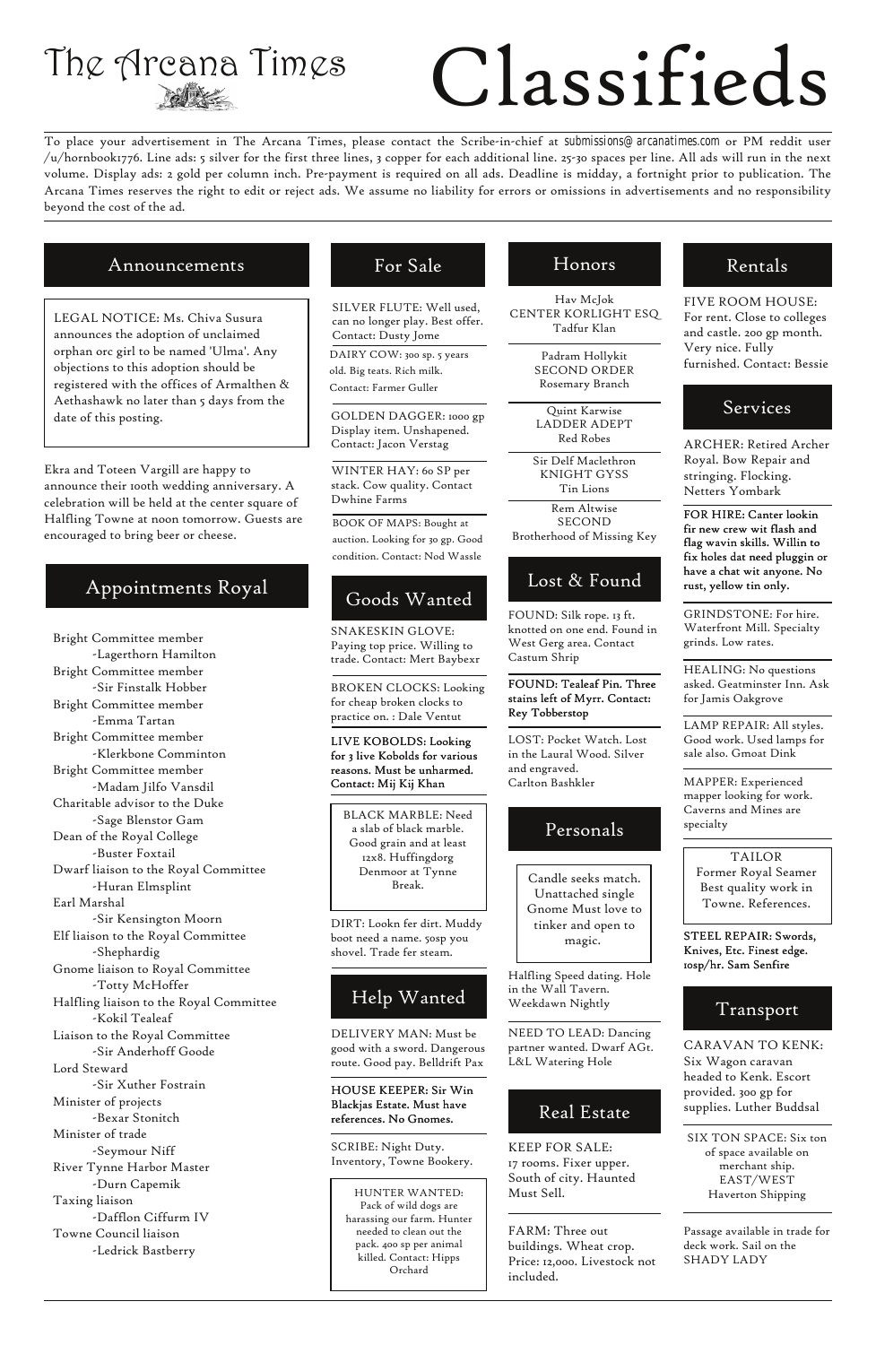# The Arcana Times Classifieds

To place your advertisement in The Arcana Times, please contact the Scribe-in-chief at submissions@arcanatimes.com or PM reddit user /u/hornbook1776. Line ads: 5 silver for the first three lines, 3 copper for each additional line. 25-30 spaces per line. All ads will run in the next volume. Display ads: 2 gold per column inch. Pre-payment is required on all ads. Deadline is midday, a fortnight prior to publication. The Arcana Times reserves the right to edit or reject ads. We assume no liability for errors or omissions in advertisements and no responsibility beyond the cost of the ad.

## Announcements

LEGAL NOTICE: Ms. Chiva Susura announces the adoption of unclaimed orphan orc girl to be named 'Ulma'. Any objections to this adoption should be registered with the offices of Armalthen & Aethashawk no later than 5 days from the date of this posting.

Ekra and Toteen Vargill are happy to announce their 100th wedding anniversary. A celebration will be held at the center square of Halfling Towne at noon tomorrow. Guests are encouraged to bring beer or cheese.

## Appointments Royal

Bright Committee member
-Lagerthorn Hamilton

Bright Committee member
-Sir Finstalk Hobber

Bright Committee member
-Emma Tartan

Bright Committee member
-Klerkbone Comminton

Bright Committee member
-Madam Jilfo Vansdil

Charitable advisor to the Duke
-Sage Blenstor Gam

Dean of the Royal College
-Buster Foxtail

Dwarf liaison to the Royal Committee
-Huran Elmsplint

Earl Marshal
-Sir Kensington Moorn

Elf liaison to the Royal Committee
-Shephardig

Gnome liaison to Royal Committee
-Totty McHoffer

Halfling liaison to the Royal Committee
-Kokil Tealeaf

Liaison to the Royal Committee
-Sir Anderhoff Goode

Lord Steward
-Sir Xuther Fostrain

Minister of projects
-Bexar Stonitch

Minister of trade
-Seymour Niff

River Tynne Harbor Master
-Durn Capemik

Taxing liaison
-Dafflon Ciffurm IV

Towne Council liaison
-Ledrick Bastberry

## For Sale

SILVER FLUTE: Well used, can no longer play. Best offer. Contact: Dusty Jome

DAIRY COW: 300 sp. 5 years old. Big teats. Rich milk. Contact: Farmer Guller

GOLDEN DAGGER: 1000 gp Display item. Unsharpened. Contact: Jacon Verstag

WINTER HAY: 60 SP per stack. Cow quality. Contact Dwhine Farms

BOOK OF MAPS: Bought at auction. Looking for 30 gp. Good condition. Contact: Nod Wassle

## Goods Wanted

SNAKESKIN GLOVE: Paying top price. Willing to trade. Contact: Mert Baybexr

BROKEN CLOCKS: Looking for cheap broken clocks to practice on. : Dale Ventut

**LIVE KOBOLDS: Looking for 3 live Kobolds for various reasons. Must be unharmed. Contact: Mij Kij Khan**

BLACK MARBLE: Need a slab of black marble. Good grain and at least 12x8. Huffingdorg Denmoor at Tynne Break.

DIRT: Lookn fer dirt. Muddy boot need a name. 50sp you shovel. Trade fer steam.

## Help Wanted

DELIVERY MAN: Must be good with a sword. Dangerous route. Good pay. Belldrift Pax

**HOUSE KEEPER: Sir Win Blackjas Estate. Must have references. No Gnomes.**

SCRIBE: Night Duty. Inventory, Towne Bookery.

HUNTER WANTED: Pack of wild dogs are harassing our farm. Hunter needed to clean out the pack. 400 sp per animal killed. Contact: Hipps Orchard

## Honors

Hav McJok
CENTER KORLIGHT ESQ
Tadfur Klan

Padram Hollykit
SECOND ORDER
Rosemary Branch

Quint Karwise
LADDER ADEPT
Red Robes

Sir Delf Maclethron
KNIGHT GYSS
Tin Lions

Rem Altwise
SECOND
Brotherhood of Missing Key

## Lost & Found

FOUND: Silk rope. 13 ft. knotted on one end. Found in West Gerg area. Contact Castum Shrip

**FOUND: Tealeaf Pin. Three stains left of Myrr. Contact: Rey Tobberstop**

LOST: Pocket Watch. Lost in the Laural Wood. Silver and engraved.
Carlton Bashkler

## Personals

Candle seeks match. Unattached single Gnome Must love to tinker and open to magic.

Halfling Speed dating. Hole in the Wall Tavern. Weekdawn Nightly

NEED TO LEAD: Dancing partner wanted. Dwarf AGt. L&L Watering Hole

## Real Estate

KEEP FOR SALE: 17 rooms. Fixer upper. South of city. Haunted Must Sell.

FARM: Three out buildings. Wheat crop. Price: 12,000. Livestock not included.

## Rentals

FIVE ROOM HOUSE: For rent. Close to colleges and castle. 200 gp month. Very nice. Fully furnished. Contact: Bessie

## Services

ARCHER: Retired Archer Royal. Bow Repair and stringing. Flocking. Netters Yombark

**FOR HIRE: Canter lookin fir new crew wit flash and flag wavin skills. Willin to fix holes dat need pluggin or have a chat wit anyone. No rust, yellow tin only.**

GRINDSTONE: For hire. Waterfront Mill. Specialty grinds. Low rates.

HEALING: No questions asked. Geatminster Inn. Ask for Jamis Oakgrove

LAMP REPAIR: All styles. Good work. Used lamps for sale also. Gmoat Dink

MAPPER: Experienced mapper looking for work. Caverns and Mines are specialty

TAILOR
Former Royal Seamer
Best quality work in Towne. References.

**STEEL REPAIR: Swords, Knives, Etc. Finest edge. 10sp/hr. Sam Senfire**

## Transport

CARAVAN TO KENK: Six Wagon caravan headed to Kenk. Escort provided. 300 gp for supplies. Luther Buddsal

SIX TON SPACE: Six ton of space available on merchant ship. EAST/WEST
Haverton Shipping

Passage available in trade for deck work. Sail on the SHADY LADY